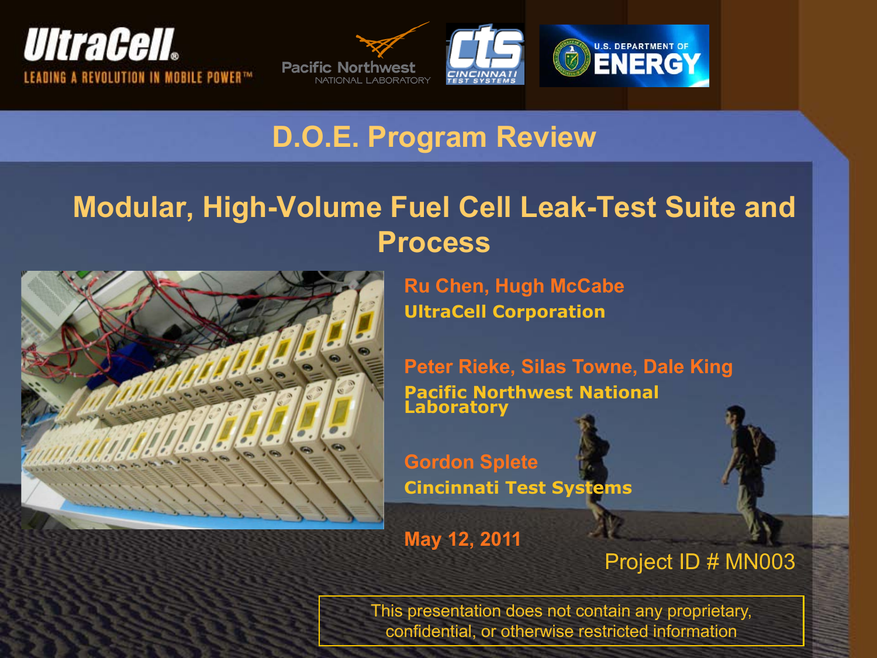UltraCell®

LEADING A REVOLUTION IN MOBILE POWER™

Pacific Northwest NATIONAL LABORATORY

CTS CINCINNATI TEST SYSTEMS

U.S. DEPARTMENT OF ENERGY

# D.O.E. Program Review

## Modular, High-Volume Fuel Cell Leak-Test Suite and Process

**Ru Chen, Hugh McCabe**
**UltraCell Corporation**

**Peter Rieke, Silas Towne, Dale King**
**Pacific Northwest National Laboratory**

**Gordon Splete**
**Cincinnati Test Systems**

**May 12, 2011**

Project ID # MN003

This presentation does not contain any proprietary, confidential, or otherwise restricted information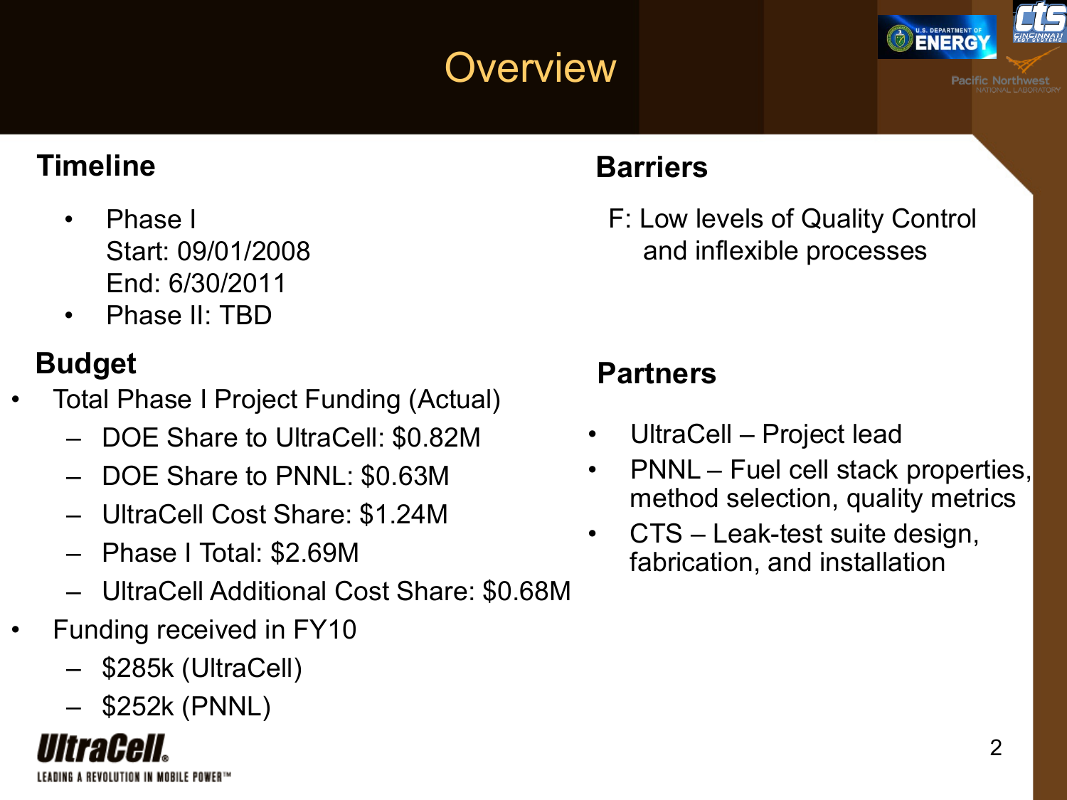# Overview

## Timeline

- Phase I
  Start: 09/01/2008
  End: 6/30/2011
- Phase II: TBD

## Budget

- Total Phase I Project Funding (Actual)
  - DOE Share to UltraCell: $0.82M
  - DOE Share to PNNL: $0.63M
  - UltraCell Cost Share: $1.24M
  - Phase I Total: $2.69M
  - UltraCell Additional Cost Share: $0.68M
- Funding received in FY10
  - $285k (UltraCell)
  - $252k (PNNL)

## Barriers

F: Low levels of Quality Control and inflexible processes

## Partners

- UltraCell – Project lead
- PNNL – Fuel cell stack properties, method selection, quality metrics
- CTS – Leak-test suite design, fabrication, and installation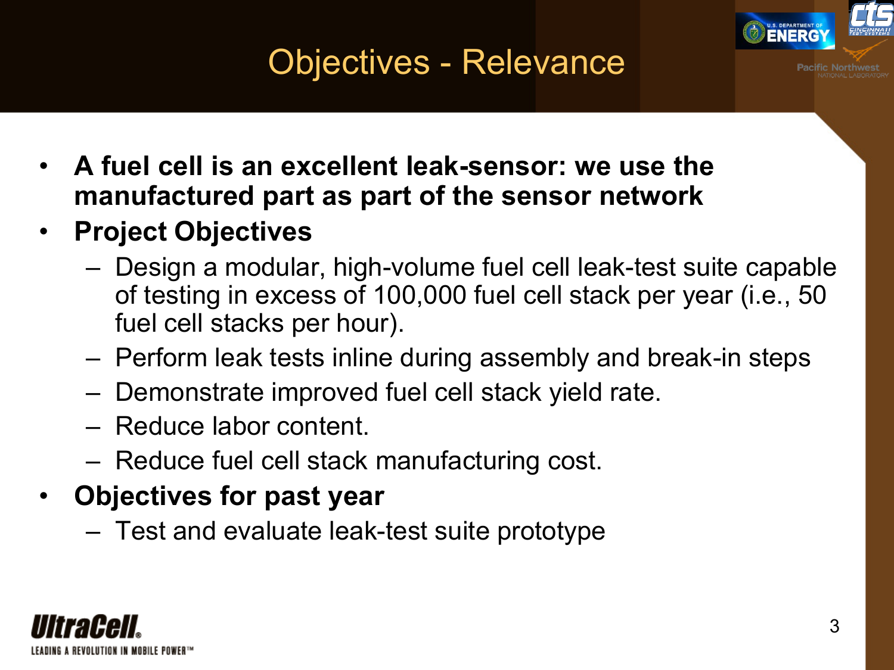# Objectives - Relevance

- **A fuel cell is an excellent leak-sensor: we use the manufactured part as part of the sensor network**
- **Project Objectives**
  - Design a modular, high-volume fuel cell leak-test suite capable of testing in excess of 100,000 fuel cell stack per year (i.e., 50 fuel cell stacks per hour).
  - Perform leak tests inline during assembly and break-in steps
  - Demonstrate improved fuel cell stack yield rate.
  - Reduce labor content.
  - Reduce fuel cell stack manufacturing cost.
- **Objectives for past year**
  - Test and evaluate leak-test suite prototype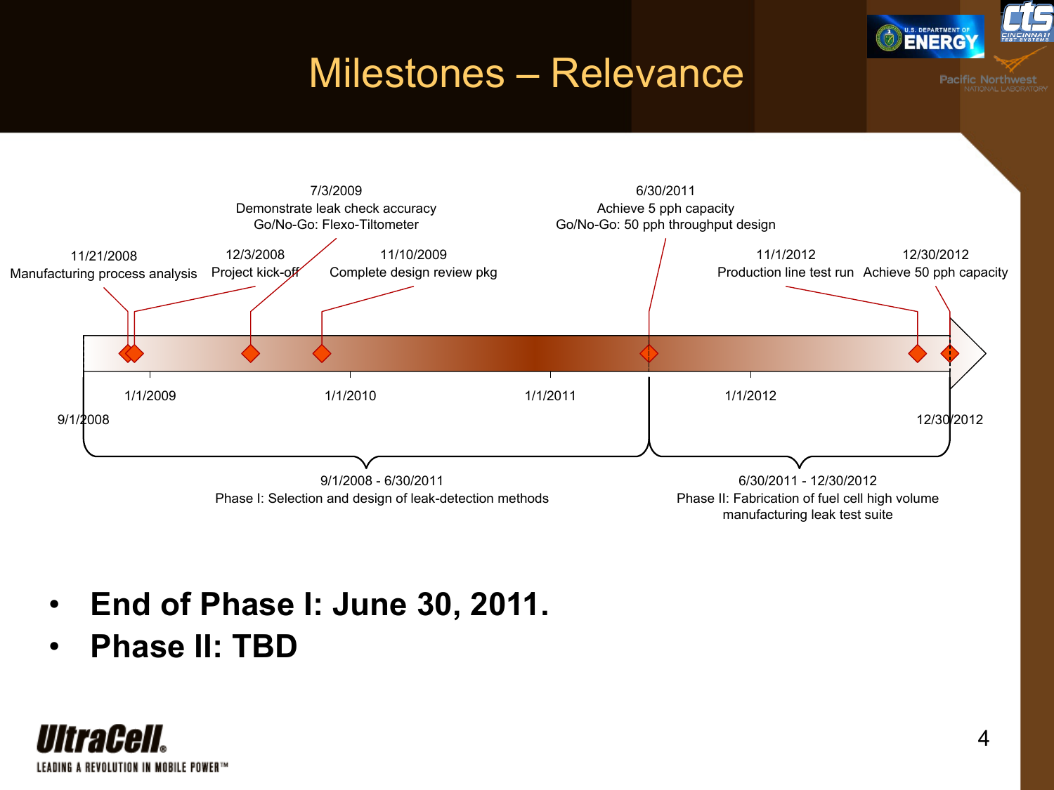# Milestones – Relevance

7/3/2009
Demonstrate leak check accuracy
Go/No-Go: Flexo-Tiltometer

6/30/2011
Achieve 5 pph capacity
Go/No-Go: 50 pph throughput design

11/21/2008
Manufacturing process analysis

12/3/2008
Project kick-off

11/10/2009
Complete design review pkg

11/1/2012
Production line test run

12/30/2012
Achieve 50 pph capacity

1/1/2009

1/1/2010

1/1/2011

1/1/2012

9/1/2008

12/30/2012

9/1/2008 - 6/30/2011
Phase I: Selection and design of leak-detection methods

6/30/2011 - 12/30/2012
Phase II: Fabrication of fuel cell high volume manufacturing leak test suite

- **End of Phase I: June 30, 2011.**
- **Phase II: TBD**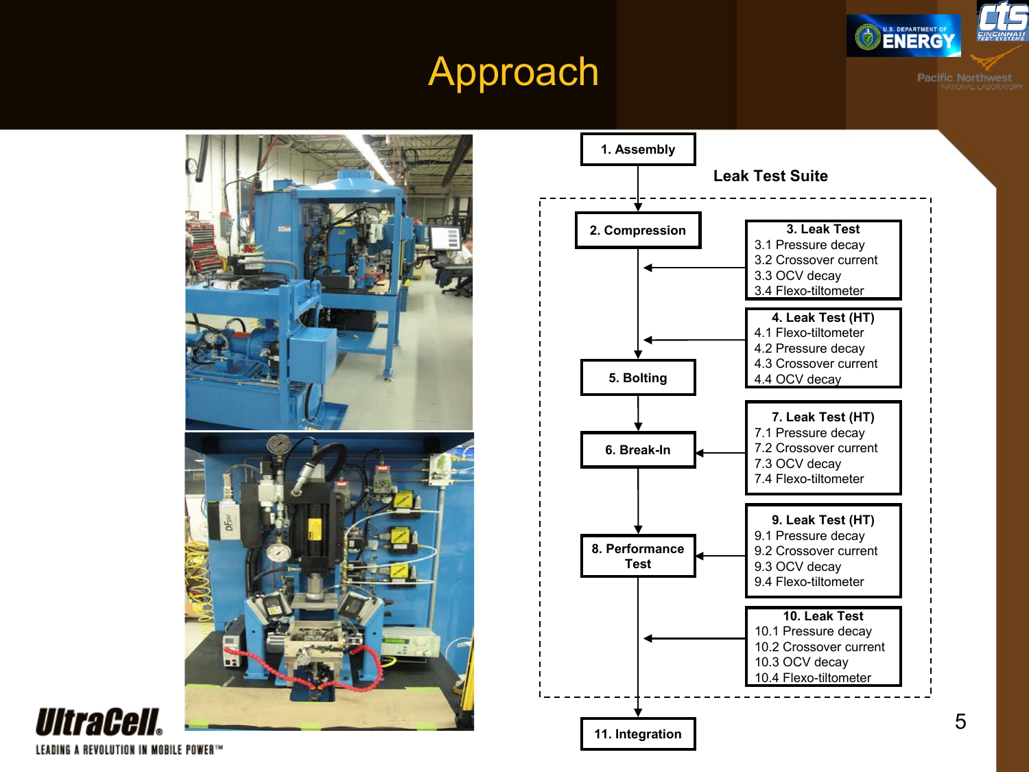# Approach

1. Assembly

**Leak Test Suite**

2. Compression

**3. Leak Test**
- 3.1 Pressure decay
- 3.2 Crossover current
- 3.3 OCV decay
- 3.4 Flexo-tiltometer

**4. Leak Test (HT)**
- 4.1 Flexo-tiltometer
- 4.2 Pressure decay
- 4.3 Crossover current
- 4.4 OCV decay

5. Bolting

6. Break-In

**7. Leak Test (HT)**
- 7.1 Pressure decay
- 7.2 Crossover current
- 7.3 OCV decay
- 7.4 Flexo-tiltometer

8. Performance Test

**9. Leak Test (HT)**
- 9.1 Pressure decay
- 9.2 Crossover current
- 9.3 OCV decay
- 9.4 Flexo-tiltometer

**10. Leak Test**
- 10.1 Pressure decay
- 10.2 Crossover current
- 10.3 OCV decay
- 10.4 Flexo-tiltometer

11. Integration

UltraCell. LEADING A REVOLUTION IN MOBILE POWER™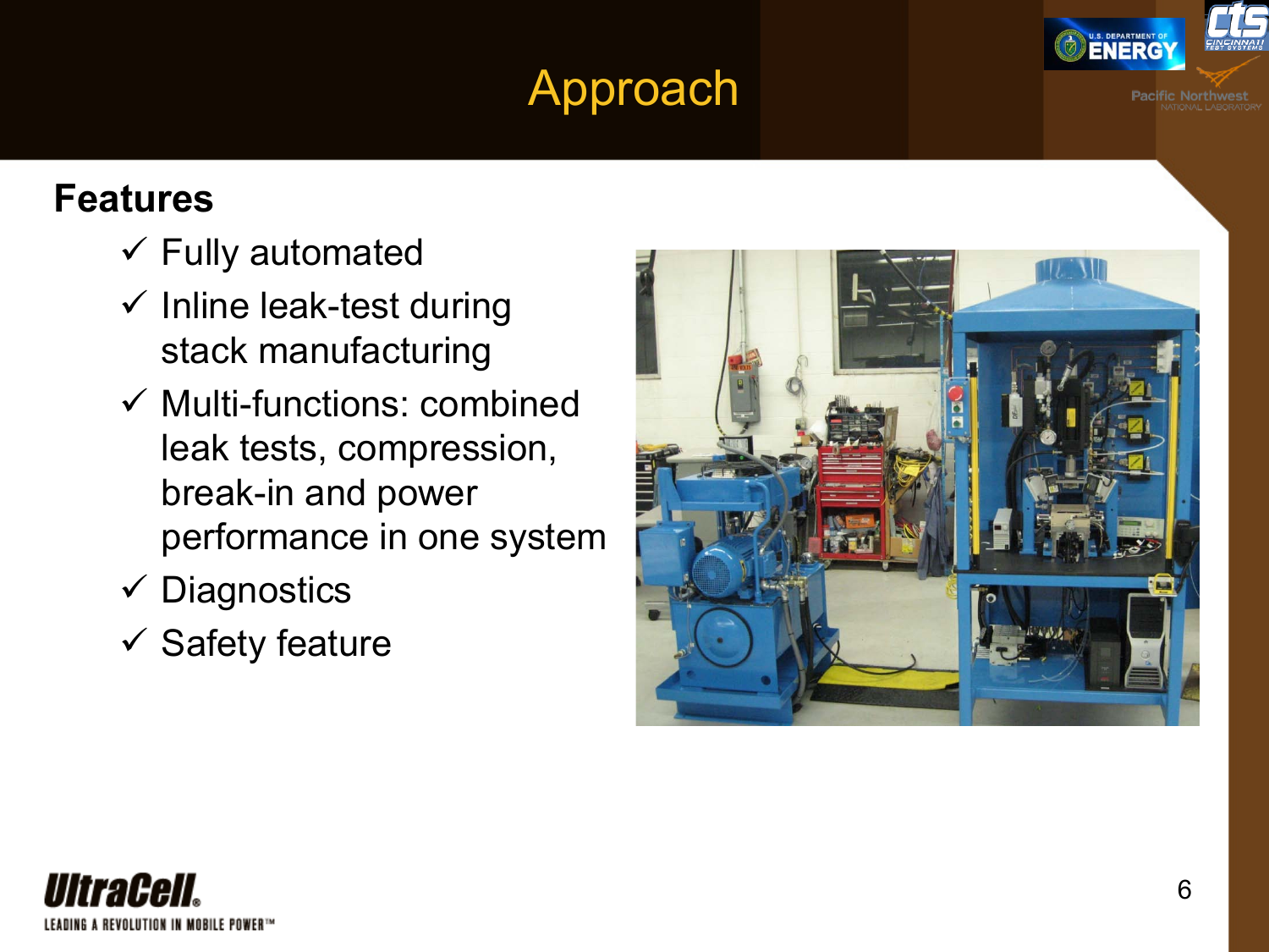# Approach

**Features**

- ✓ Fully automated
- ✓ Inline leak-test during stack manufacturing
- ✓ Multi-functions: combined leak tests, compression, break-in and power performance in one system
- ✓ Diagnostics
- ✓ Safety feature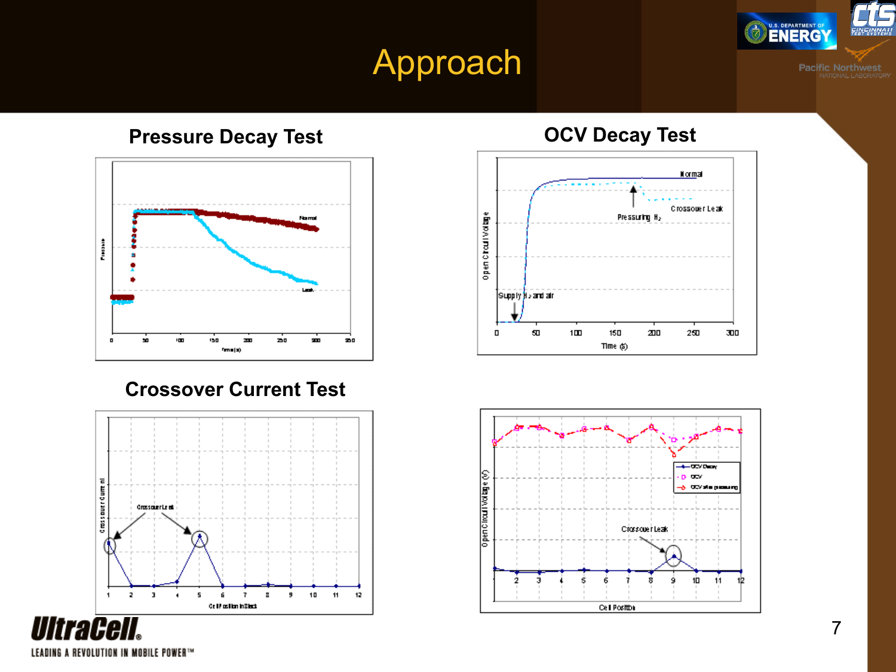# Approach

## Pressure Decay Test

Pressure

Normal

Leak

0 50 100 150 200 250 300 350

Time (s)

## OCV Decay Test

Open Circuit Voltage

Normal

Crossover Leak

Pressuring $H_2$

Supply $H_2$ and air

0 50 100 150 200 250 300

Time (s)

## Crossover Current Test

Crossover Current

Crossover Leak

1 2 3 4 5 6 7 8 9 10 11 12

Cell Position in Stack

Open Circuit Voltage (V)

OCV Decay

OCV

OCV after pressuring

Crossover Leak

2 3 4 5 6 7 8 9 10 11 12

Cell Position

UltraCell®

LEADING A REVOLUTION IN MOBILE POWER™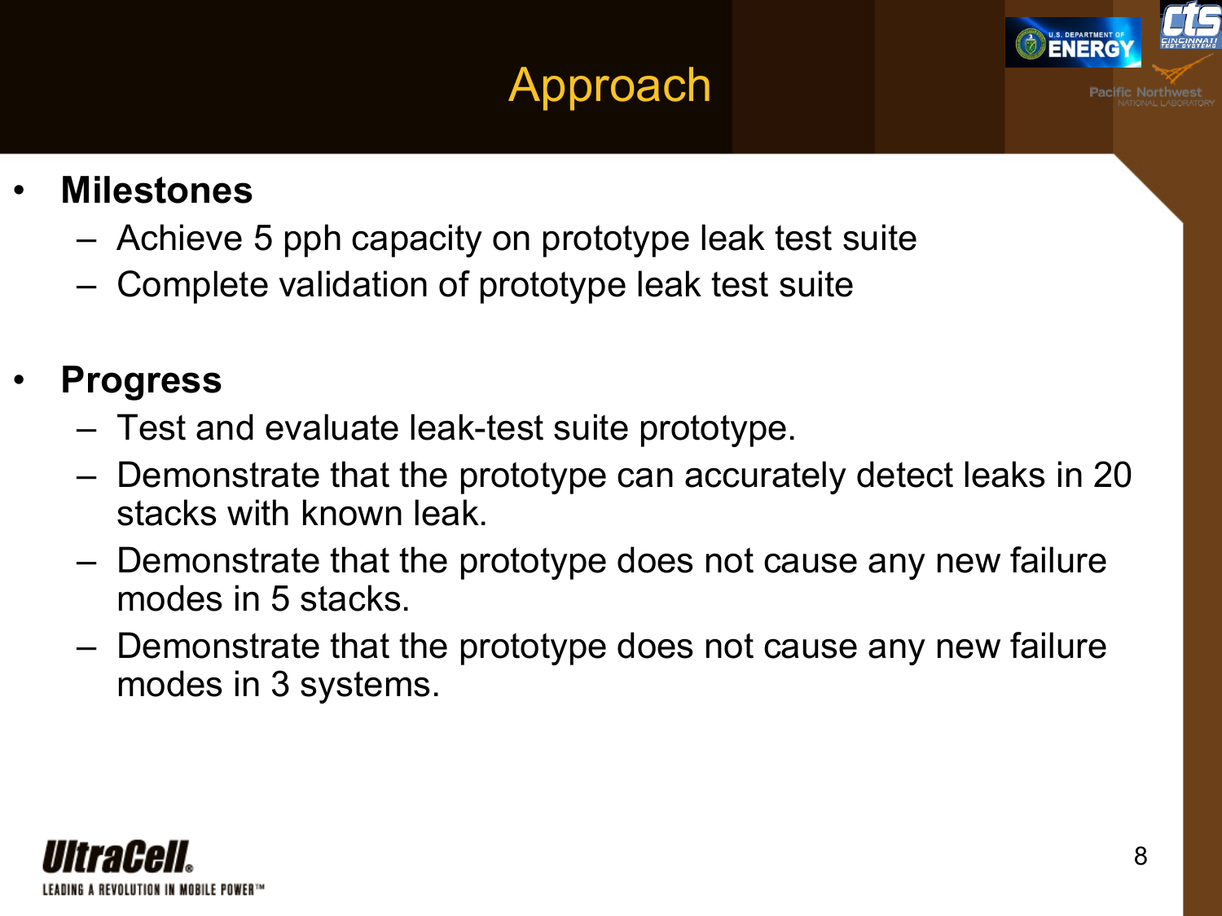# Approach

- **Milestones**
  - Achieve 5 pph capacity on prototype leak test suite
  - Complete validation of prototype leak test suite

- **Progress**
  - Test and evaluate leak-test suite prototype.
  - Demonstrate that the prototype can accurately detect leaks in 20 stacks with known leak.
  - Demonstrate that the prototype does not cause any new failure modes in 5 stacks.
  - Demonstrate that the prototype does not cause any new failure modes in 3 systems.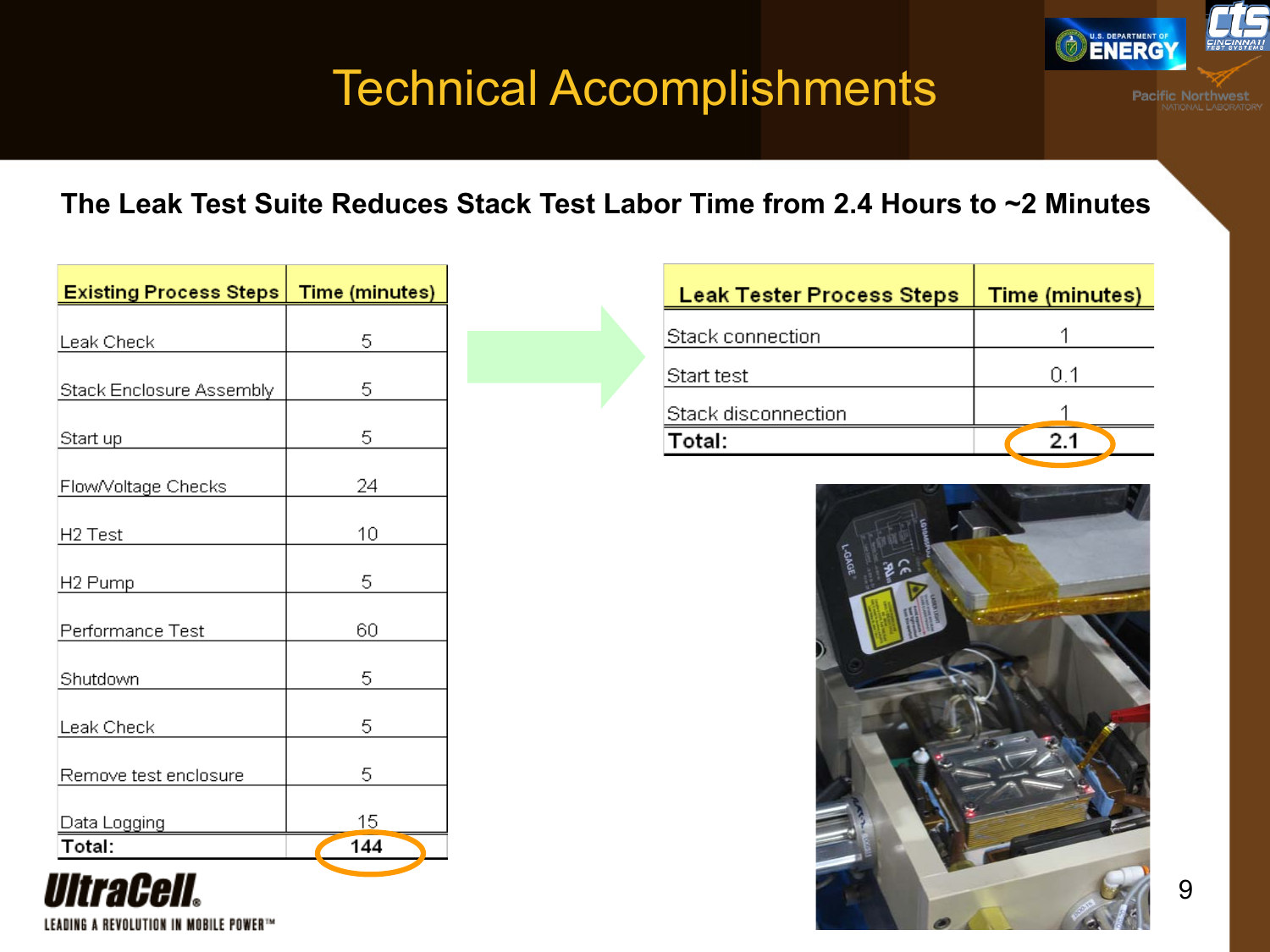# Technical Accomplishments

## The Leak Test Suite Reduces Stack Test Labor Time from 2.4 Hours to ~2 Minutes

| Existing Process Steps | Time (minutes) |
| --- | --- |
| Leak Check | 5 |
| Stack Enclosure Assembly | 5 |
| Start up | 5 |
| Flow/Voltage Checks | 24 |
| H2 Test | 10 |
| H2 Pump | 5 |
| Performance Test | 60 |
| Shutdown | 5 |
| Leak Check | 5 |
| Remove test enclosure | 5 |
| Data Logging | 15 |
| **Total:** | **144** |

| Leak Tester Process Steps | Time (minutes) |
| --- | --- |
| Stack connection | 1 |
| Start test | 0.1 |
| Stack disconnection | 1 |
| **Total:** | **2.1** |

UltraCell. LEADING A REVOLUTION IN MOBILE POWER™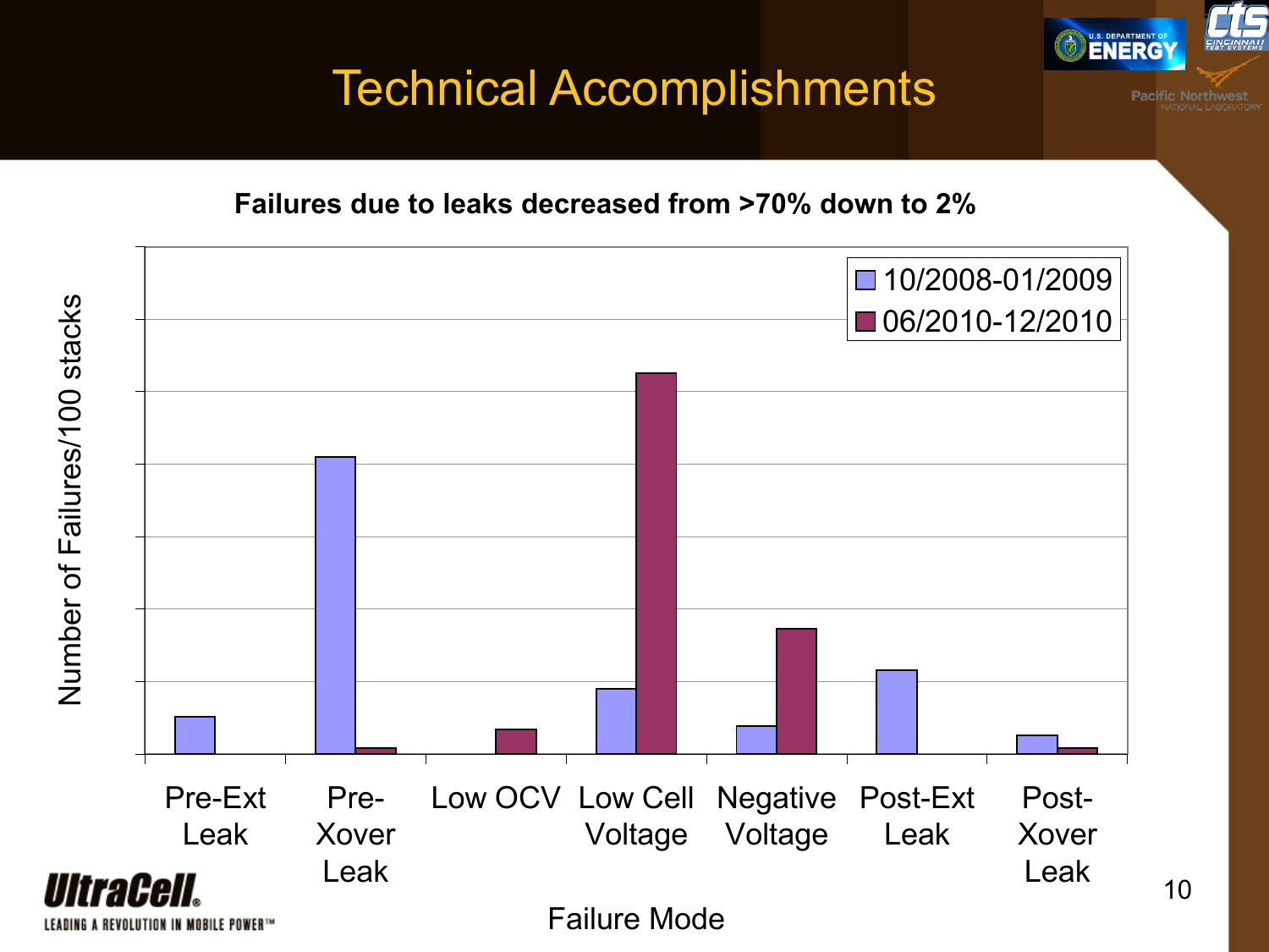# Technical Accomplishments

**Failures due to leaks decreased from >70% down to 2%**

Number of Failures/100 stacks

- 10/2008-01/2009
- 06/2010-12/2010

Pre-Ext Leak | Pre-Xover Leak | Low OCV | Low Cell Voltage | Negative Voltage | Post-Ext Leak | Post-Xover Leak

Failure Mode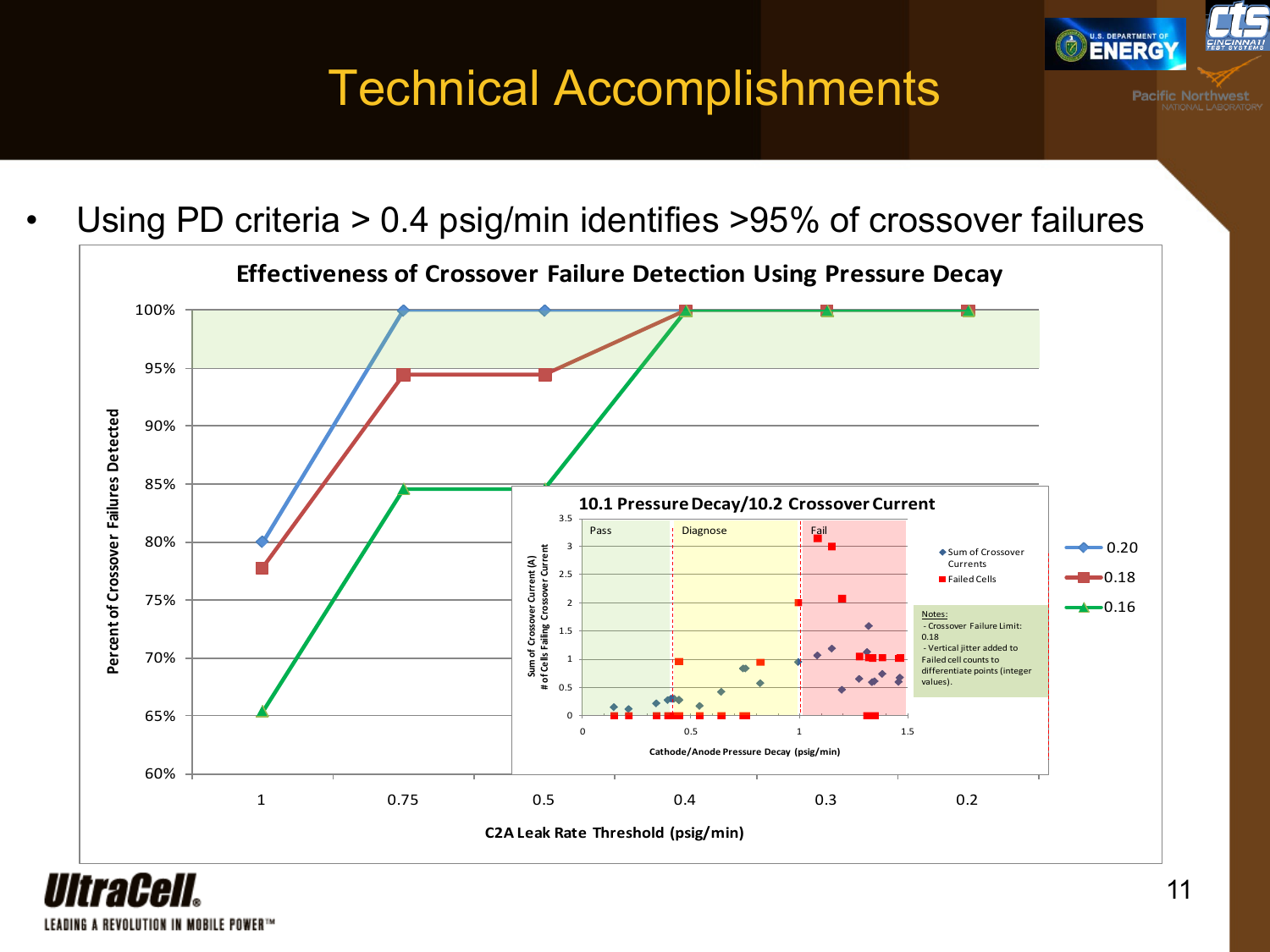# Technical Accomplishments

- Using PD criteria > 0.4 psig/min identifies >95% of crossover failures

Effectiveness of Crossover Failure Detection Using Pressure Decay

Percent of Crossover Failures Detected

100%
95%
90%
85%
80%
75%
70%
65%
60%

1
0.75
0.5
0.4
0.3
0.2

C2A Leak Rate Threshold (psig/min)

0.20
0.18
0.16

10.1 Pressure Decay/10.2 Crossover Current

Sum of Crossover Current (A)
# of Cells Failing Crossover Current

Pass
Diagnose
Fail

Cathode/Anode Pressure Decay (psig/min)

Sum of Crossover Currents
Failed Cells

Notes:
- Crossover Failure Limit: 0.18
- Vertical jitter added to Failed cell counts to differentiate points (integer values).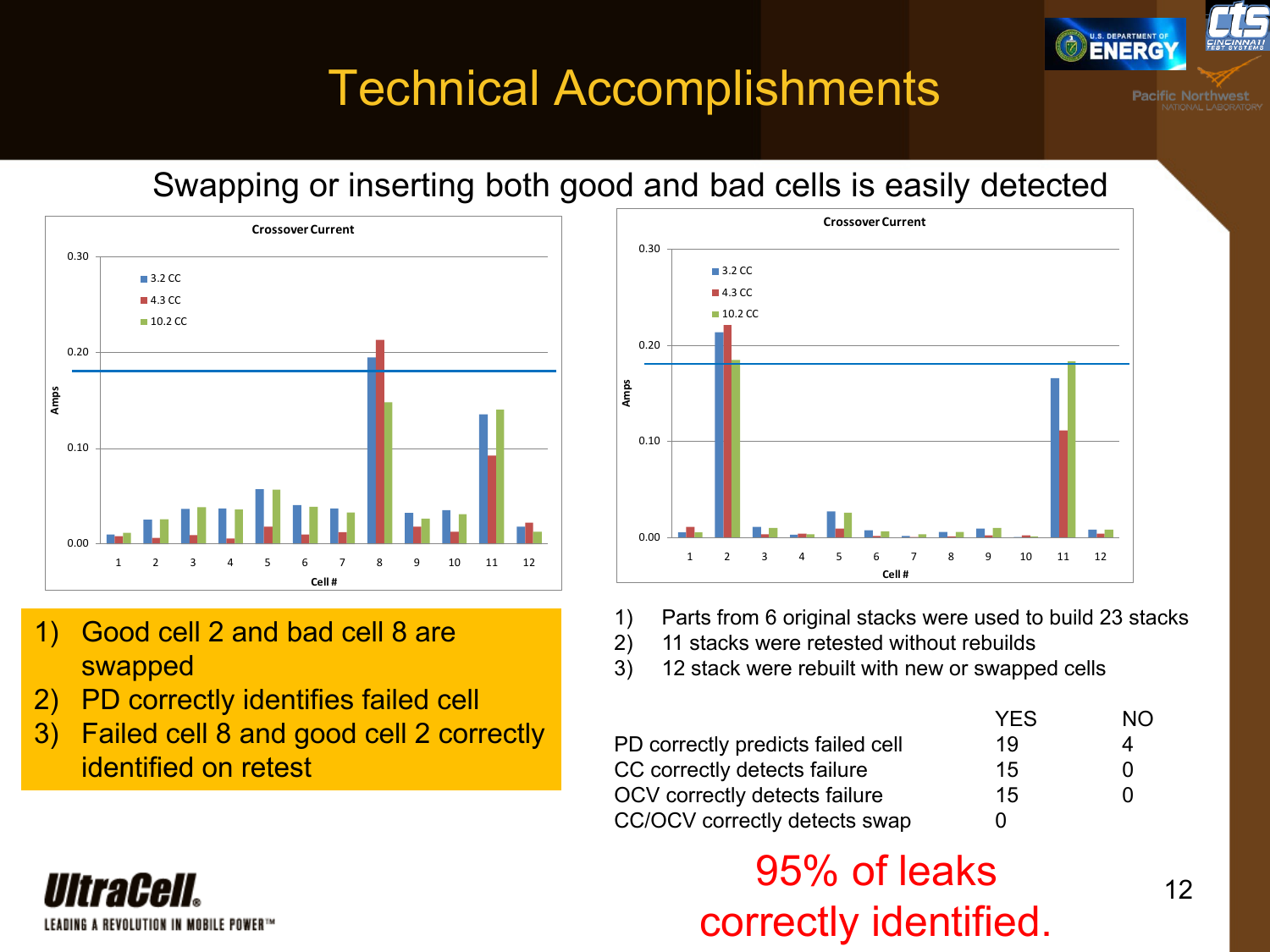# Technical Accomplishments

## Swapping or inserting both good and bad cells is easily detected

Crossover Current

0.30
0.20
0.10
0.00

Amps

3.2 CC
4.3 CC
10.2 CC

1 2 3 4 5 6 7 8 9 10 11 12

Cell #

Crossover Current

0.30
0.20
0.10
0.00

Amps

3.2 CC
4.3 CC
10.2 CC

1 2 3 4 5 6 7 8 9 10 11 12

Cell #

1) Good cell 2 and bad cell 8 are swapped
2) PD correctly identifies failed cell
3) Failed cell 8 and good cell 2 correctly identified on retest

1) Parts from 6 original stacks were used to build 23 stacks
2) 11 stacks were retested without rebuilds
3) 12 stack were rebuilt with new or swapped cells

| | YES | NO |
|---|---|---|
| PD correctly predicts failed cell | 19 | 4 |
| CC correctly detects failure | 15 | 0 |
| OCV correctly detects failure | 15 | 0 |
| CC/OCV correctly detects swap | 0 | |

95% of leaks correctly identified.

UltraCell. LEADING A REVOLUTION IN MOBILE POWER™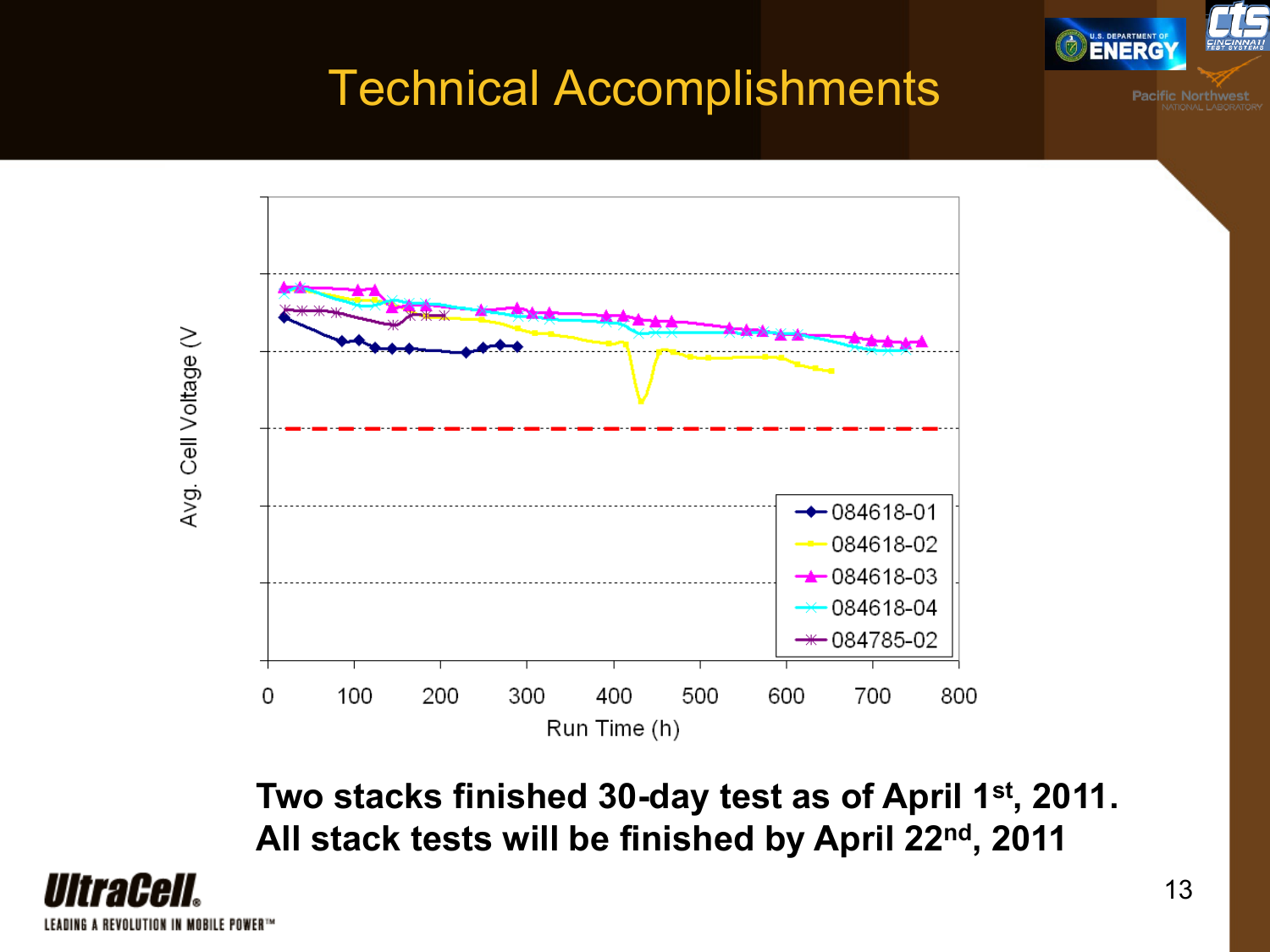# Technical Accomplishments

Avg. Cell Voltage (V

0
100
200
300
400
500
600
700
800

Run Time (h)

084618-01
084618-02
084618-03
084618-04
084785-02

**Two stacks finished 30-day test as of April 1st, 2011. All stack tests will be finished by April 22nd, 2011**

UltraCell
LEADING A REVOLUTION IN MOBILE POWER™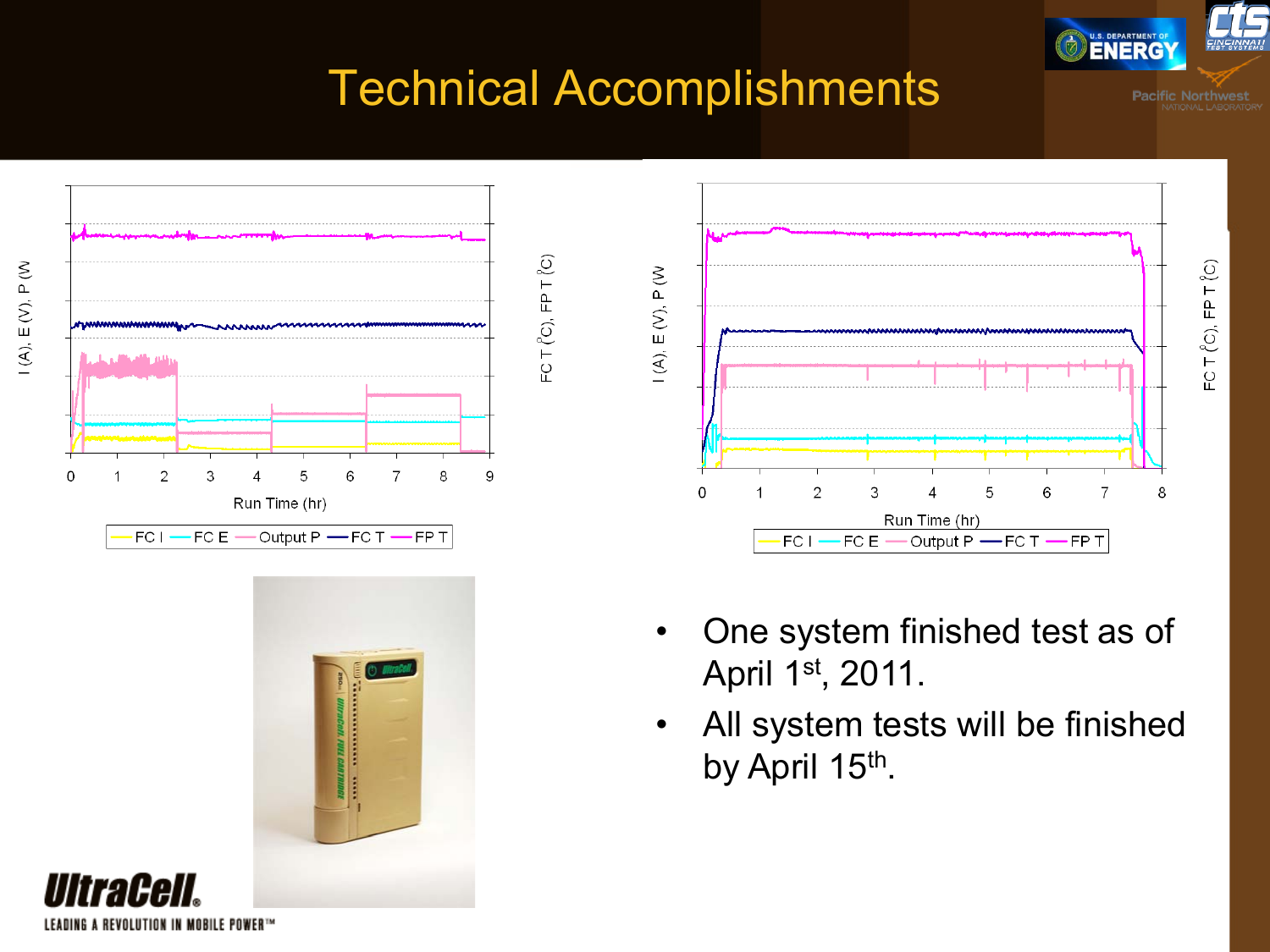# Technical Accomplishments

I (A), E (V), P (W

FC T (°C), FP T (°C)

0 1 2 3 4 5 6 7 8 9

Run Time (hr)

FC I — FC E — Output P — FC T — FP T

I (A), E (V), P (W

FC T (°C), FP T (°C)

0 1 2 3 4 5 6 7 8

Run Time (hr)

FC I — FC E — Output P — FC T — FP T

UltraCell

LEADING A REVOLUTION IN MOBILE POWER™

- One system finished test as of April 1st, 2011.
- All system tests will be finished by April 15th.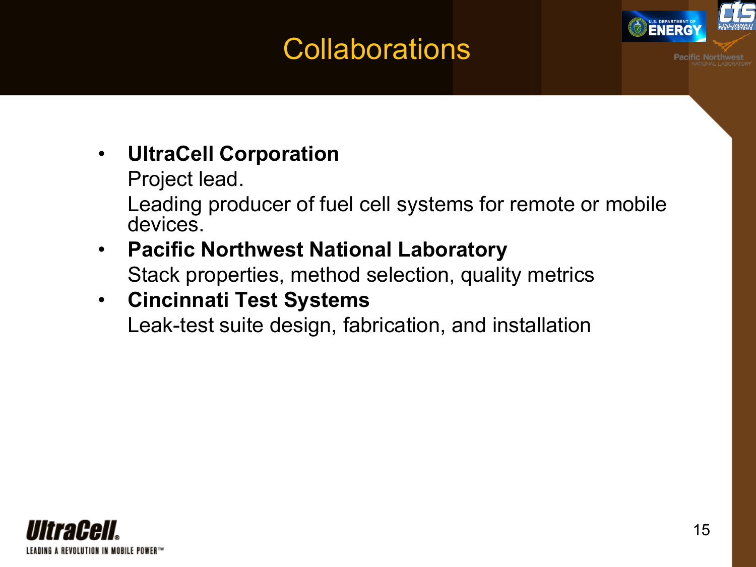# Collaborations

- **UltraCell Corporation**

  Project lead.

  Leading producer of fuel cell systems for remote or mobile devices.

- **Pacific Northwest National Laboratory**

  Stack properties, method selection, quality metrics

- **Cincinnati Test Systems**

  Leak-test suite design, fabrication, and installation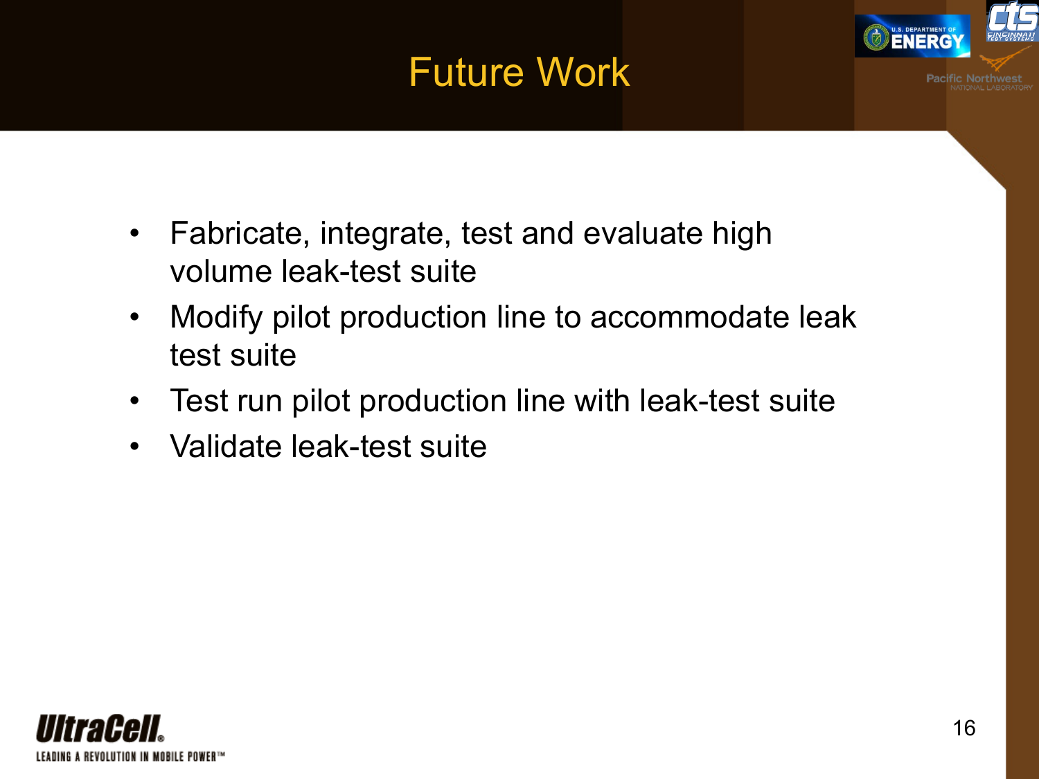# Future Work

- Fabricate, integrate, test and evaluate high volume leak-test suite
- Modify pilot production line to accommodate leak test suite
- Test run pilot production line with leak-test suite
- Validate leak-test suite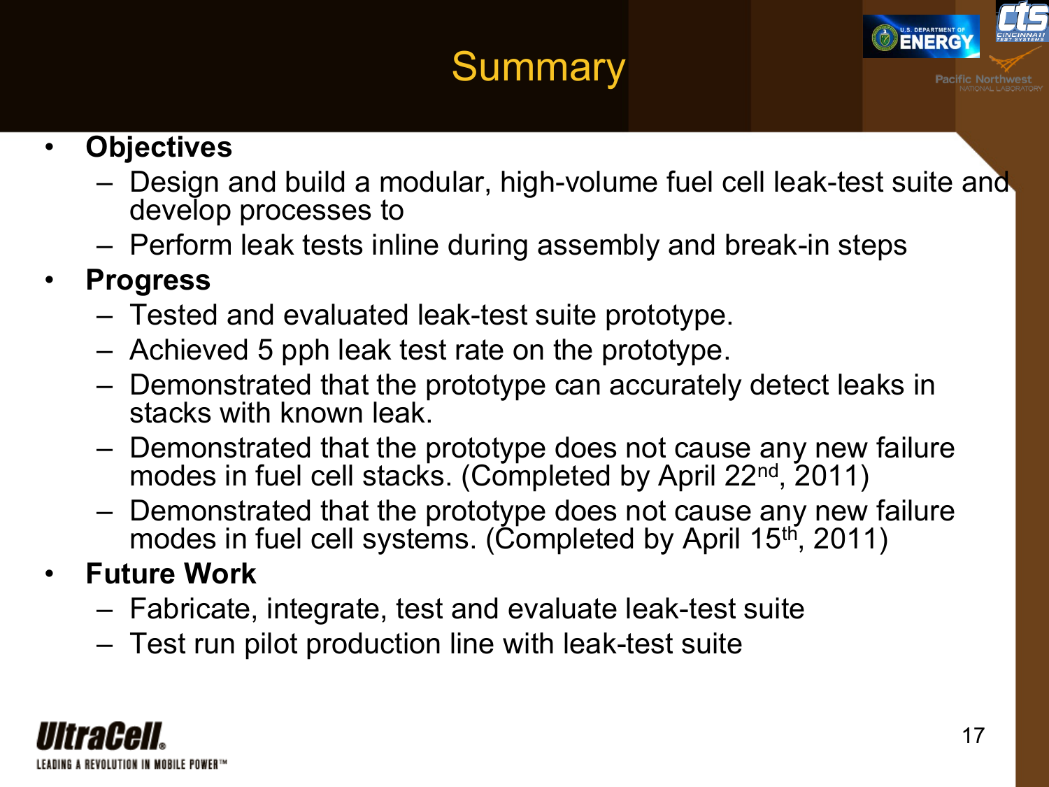# Summary

- **Objectives**
  - Design and build a modular, high-volume fuel cell leak-test suite and develop processes to
  - Perform leak tests inline during assembly and break-in steps
- **Progress**
  - Tested and evaluated leak-test suite prototype.
  - Achieved 5 pph leak test rate on the prototype.
  - Demonstrated that the prototype can accurately detect leaks in stacks with known leak.
  - Demonstrated that the prototype does not cause any new failure modes in fuel cell stacks. (Completed by April 22nd, 2011)
  - Demonstrated that the prototype does not cause any new failure modes in fuel cell systems. (Completed by April 15th, 2011)
- **Future Work**
  - Fabricate, integrate, test and evaluate leak-test suite
  - Test run pilot production line with leak-test suite